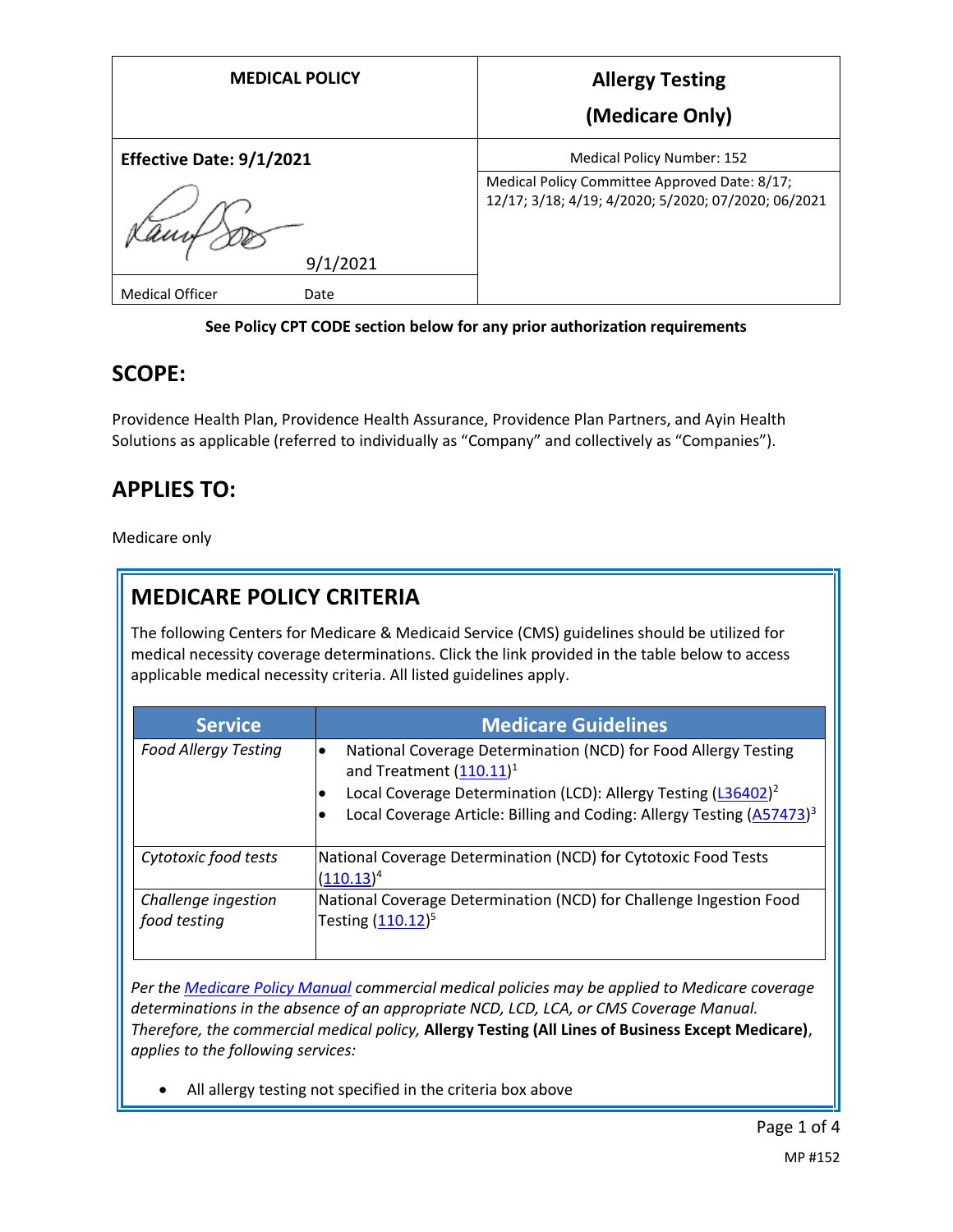| MEDICAL POLICY | Allergy Testing (Medicare Only) |
| --- | --- |
| **Effective Date: 9/1/2021** | Medical Policy Number: 152 |
| 9/1/2021 | Medical Policy Committee Approved Date: 8/17; 12/17; 3/18; 4/19; 4/2020; 5/2020; 07/2020; 06/2021 |
| Medical Officer Date | |

**See Policy CPT CODE section below for any prior authorization requirements**

## SCOPE:

Providence Health Plan, Providence Health Assurance, Providence Plan Partners, and Ayin Health Solutions as applicable (referred to individually as "Company" and collectively as "Companies").

## APPLIES TO:

Medicare only

## MEDICARE POLICY CRITERIA

The following Centers for Medicare & Medicaid Service (CMS) guidelines should be utilized for medical necessity coverage determinations. Click the link provided in the table below to access applicable medical necessity criteria. All listed guidelines apply.

| Service | Medicare Guidelines |
| --- | --- |
| *Food Allergy Testing* | • National Coverage Determination (NCD) for Food Allergy Testing and Treatment (110.11)[1]<br>• Local Coverage Determination (LCD): Allergy Testing (L36402)[2]<br>• Local Coverage Article: Billing and Coding: Allergy Testing (A57473)[3] |
| *Cytotoxic food tests* | National Coverage Determination (NCD) for Cytotoxic Food Tests (110.13)[4] |
| *Challenge ingestion food testing* | National Coverage Determination (NCD) for Challenge Ingestion Food Testing (110.12)[5] |

*Per the Medicare Policy Manual commercial medical policies may be applied to Medicare coverage determinations in the absence of an appropriate NCD, LCD, LCA, or CMS Coverage Manual. Therefore, the commercial medical policy,* **Allergy Testing (All Lines of Business Except Medicare)***, applies to the following services:*

- All allergy testing not specified in the criteria box above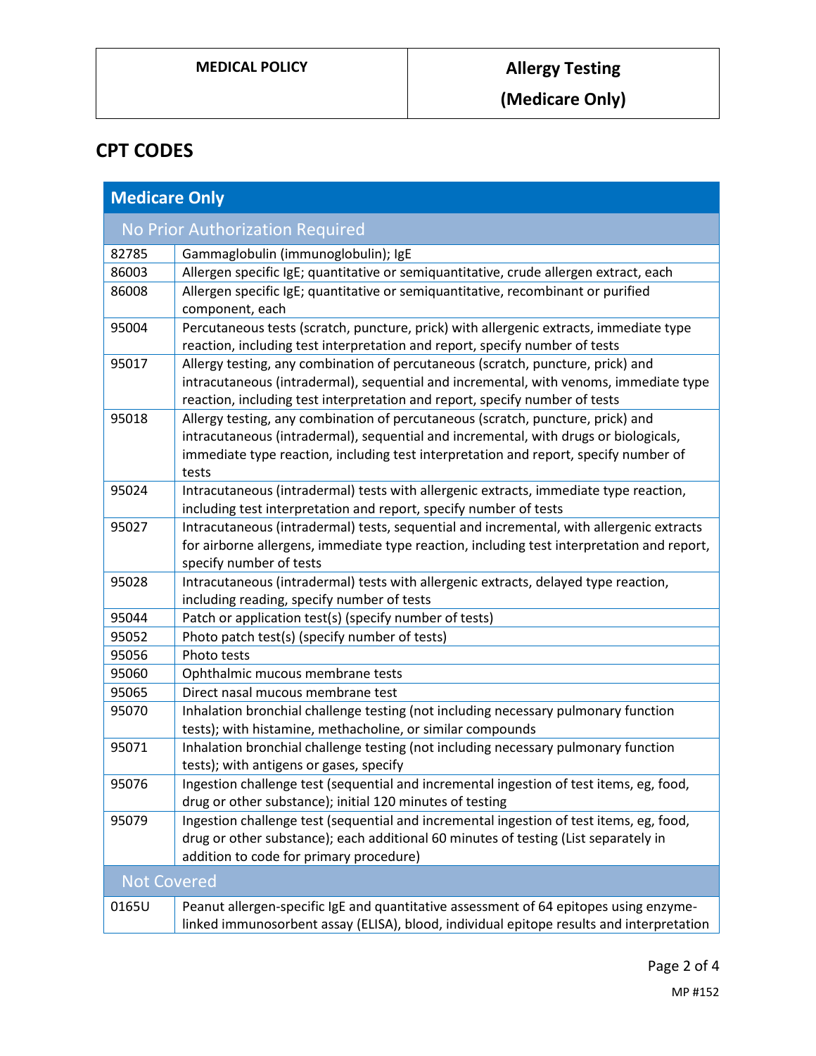## CPT CODES

| Medicare Only | |
|---|---|
| **No Prior Authorization Required** | |
| 82785 | Gammaglobulin (immunoglobulin); IgE |
| 86003 | Allergen specific IgE; quantitative or semiquantitative, crude allergen extract, each |
| 86008 | Allergen specific IgE; quantitative or semiquantitative, recombinant or purified component, each |
| 95004 | Percutaneous tests (scratch, puncture, prick) with allergenic extracts, immediate type reaction, including test interpretation and report, specify number of tests |
| 95017 | Allergy testing, any combination of percutaneous (scratch, puncture, prick) and intracutaneous (intradermal), sequential and incremental, with venoms, immediate type reaction, including test interpretation and report, specify number of tests |
| 95018 | Allergy testing, any combination of percutaneous (scratch, puncture, prick) and intracutaneous (intradermal), sequential and incremental, with drugs or biologicals, immediate type reaction, including test interpretation and report, specify number of tests |
| 95024 | Intracutaneous (intradermal) tests with allergenic extracts, immediate type reaction, including test interpretation and report, specify number of tests |
| 95027 | Intracutaneous (intradermal) tests, sequential and incremental, with allergenic extracts for airborne allergens, immediate type reaction, including test interpretation and report, specify number of tests |
| 95028 | Intracutaneous (intradermal) tests with allergenic extracts, delayed type reaction, including reading, specify number of tests |
| 95044 | Patch or application test(s) (specify number of tests) |
| 95052 | Photo patch test(s) (specify number of tests) |
| 95056 | Photo tests |
| 95060 | Ophthalmic mucous membrane tests |
| 95065 | Direct nasal mucous membrane test |
| 95070 | Inhalation bronchial challenge testing (not including necessary pulmonary function tests); with histamine, methacholine, or similar compounds |
| 95071 | Inhalation bronchial challenge testing (not including necessary pulmonary function tests); with antigens or gases, specify |
| 95076 | Ingestion challenge test (sequential and incremental ingestion of test items, eg, food, drug or other substance); initial 120 minutes of testing |
| 95079 | Ingestion challenge test (sequential and incremental ingestion of test items, eg, food, drug or other substance); each additional 60 minutes of testing (List separately in addition to code for primary procedure) |
| **Not Covered** | |
| 0165U | Peanut allergen-specific IgE and quantitative assessment of 64 epitopes using enzyme-linked immunosorbent assay (ELISA), blood, individual epitope results and interpretation |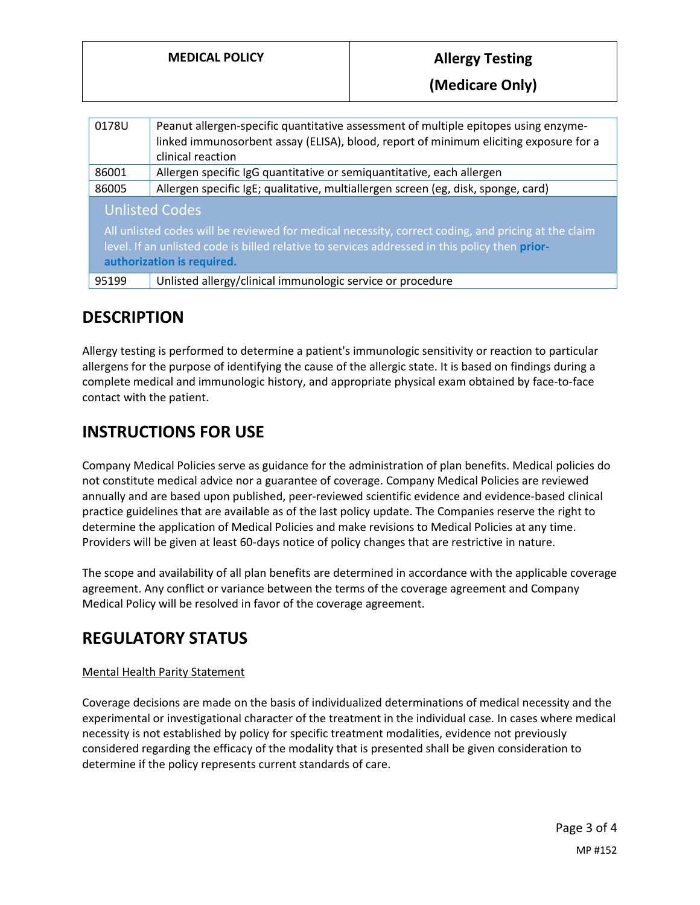| | |
|---|---|
| 0178U | Peanut allergen-specific quantitative assessment of multiple epitopes using enzyme-linked immunosorbent assay (ELISA), blood, report of minimum eliciting exposure for a clinical reaction |
| 86001 | Allergen specific IgG quantitative or semiquantitative, each allergen |
| 86005 | Allergen specific IgE; qualitative, multiallergen screen (eg, disk, sponge, card) |
| **Unlisted Codes** All unlisted codes will be reviewed for medical necessity, correct coding, and pricing at the claim level. If an unlisted code is billed relative to services addressed in this policy then **prior-authorization is required.** | |
| 95199 | Unlisted allergy/clinical immunologic service or procedure |

## DESCRIPTION

Allergy testing is performed to determine a patient's immunologic sensitivity or reaction to particular allergens for the purpose of identifying the cause of the allergic state. It is based on findings during a complete medical and immunologic history, and appropriate physical exam obtained by face-to-face contact with the patient.

## INSTRUCTIONS FOR USE

Company Medical Policies serve as guidance for the administration of plan benefits. Medical policies do not constitute medical advice nor a guarantee of coverage. Company Medical Policies are reviewed annually and are based upon published, peer-reviewed scientific evidence and evidence-based clinical practice guidelines that are available as of the last policy update. The Companies reserve the right to determine the application of Medical Policies and make revisions to Medical Policies at any time. Providers will be given at least 60-days notice of policy changes that are restrictive in nature.

The scope and availability of all plan benefits are determined in accordance with the applicable coverage agreement. Any conflict or variance between the terms of the coverage agreement and Company Medical Policy will be resolved in favor of the coverage agreement.

## REGULATORY STATUS

Mental Health Parity Statement

Coverage decisions are made on the basis of individualized determinations of medical necessity and the experimental or investigational character of the treatment in the individual case. In cases where medical necessity is not established by policy for specific treatment modalities, evidence not previously considered regarding the efficacy of the modality that is presented shall be given consideration to determine if the policy represents current standards of care.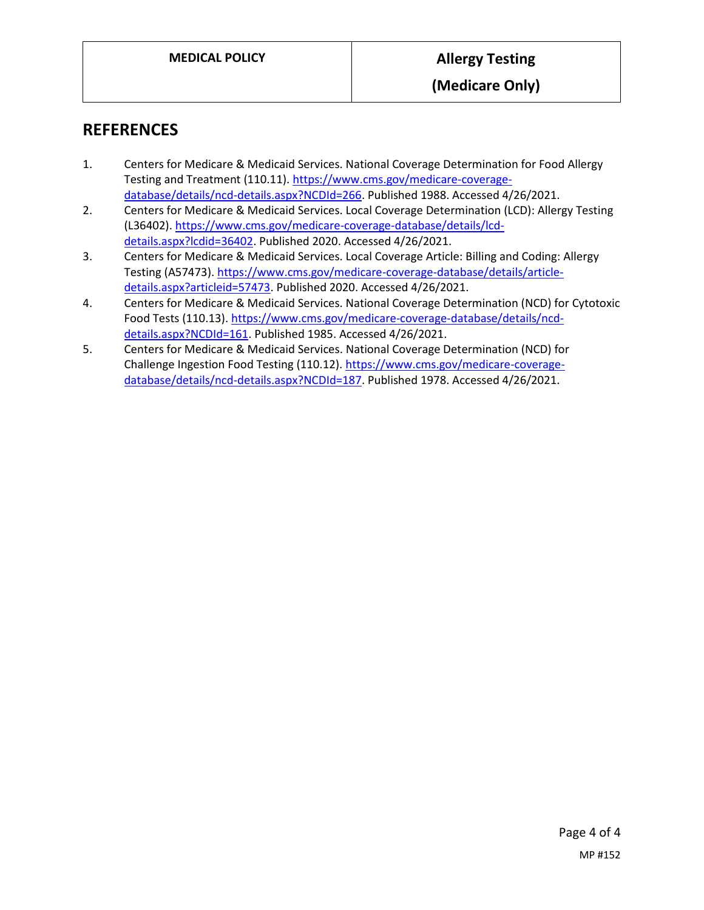## REFERENCES

1. Centers for Medicare & Medicaid Services. National Coverage Determination for Food Allergy Testing and Treatment (110.11). https://www.cms.gov/medicare-coverage-database/details/ncd-details.aspx?NCDId=266. Published 1988. Accessed 4/26/2021.
2. Centers for Medicare & Medicaid Services. Local Coverage Determination (LCD): Allergy Testing (L36402). https://www.cms.gov/medicare-coverage-database/details/lcd-details.aspx?lcdid=36402. Published 2020. Accessed 4/26/2021.
3. Centers for Medicare & Medicaid Services. Local Coverage Article: Billing and Coding: Allergy Testing (A57473). https://www.cms.gov/medicare-coverage-database/details/article-details.aspx?articleid=57473. Published 2020. Accessed 4/26/2021.
4. Centers for Medicare & Medicaid Services. National Coverage Determination (NCD) for Cytotoxic Food Tests (110.13). https://www.cms.gov/medicare-coverage-database/details/ncd-details.aspx?NCDId=161. Published 1985. Accessed 4/26/2021.
5. Centers for Medicare & Medicaid Services. National Coverage Determination (NCD) for Challenge Ingestion Food Testing (110.12). https://www.cms.gov/medicare-coverage-database/details/ncd-details.aspx?NCDId=187. Published 1978. Accessed 4/26/2021.